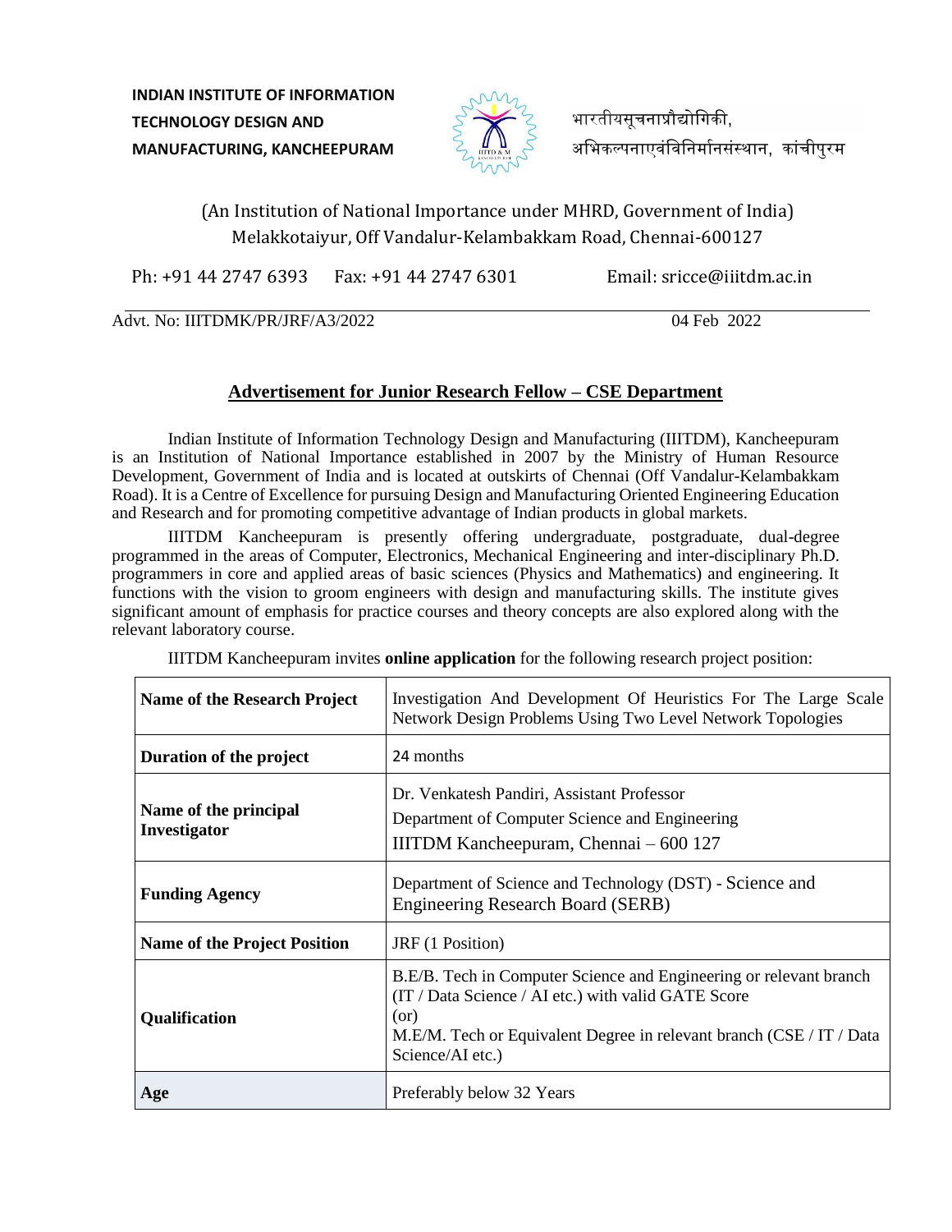**INDIAN INSTITUTE OF INFORMATION TECHNOLOGY DESIGN AND MANUFACTURING, KANCHEEPURAM**

भारतीयसूचनाप्रौद्योगिकी, अभिकल्पनाएवंविनिर्मानसंस्थान, कांचीपुरम

(An Institution of National Importance under MHRD, Government of India)
Melakkotaiyur, Off Vandalur-Kelambakkam Road, Chennai-600127

Ph: +91 44 2747 6393 Fax: +91 44 2747 6301 Email: sricce@iiitdm.ac.in

Advt. No: IIITDMK/PR/JRF/A3/2022 04 Feb 2022

## Advertisement for Junior Research Fellow – CSE Department

Indian Institute of Information Technology Design and Manufacturing (IIITDM), Kancheepuram is an Institution of National Importance established in 2007 by the Ministry of Human Resource Development, Government of India and is located at outskirts of Chennai (Off Vandalur-Kelambakkam Road). It is a Centre of Excellence for pursuing Design and Manufacturing Oriented Engineering Education and Research and for promoting competitive advantage of Indian products in global markets.

IIITDM Kancheepuram is presently offering undergraduate, postgraduate, dual-degree programmed in the areas of Computer, Electronics, Mechanical Engineering and inter-disciplinary Ph.D. programmers in core and applied areas of basic sciences (Physics and Mathematics) and engineering. It functions with the vision to groom engineers with design and manufacturing skills. The institute gives significant amount of emphasis for practice courses and theory concepts are also explored along with the relevant laboratory course.

IIITDM Kancheepuram invites **online application** for the following research project position:

| | |
|---|---|
| **Name of the Research Project** | Investigation And Development Of Heuristics For The Large Scale Network Design Problems Using Two Level Network Topologies |
| **Duration of the project** | 24 months |
| **Name of the principal Investigator** | Dr. Venkatesh Pandiri, Assistant Professor<br>Department of Computer Science and Engineering<br>IIITDM Kancheepuram, Chennai – 600 127 |
| **Funding Agency** | Department of Science and Technology (DST) - Science and Engineering Research Board (SERB) |
| **Name of the Project Position** | JRF (1 Position) |
| **Qualification** | B.E/B. Tech in Computer Science and Engineering or relevant branch (IT / Data Science / AI etc.) with valid GATE Score<br>(or)<br>M.E/M. Tech or Equivalent Degree in relevant branch (CSE / IT / Data Science/AI etc.) |
| **Age** | Preferably below 32 Years |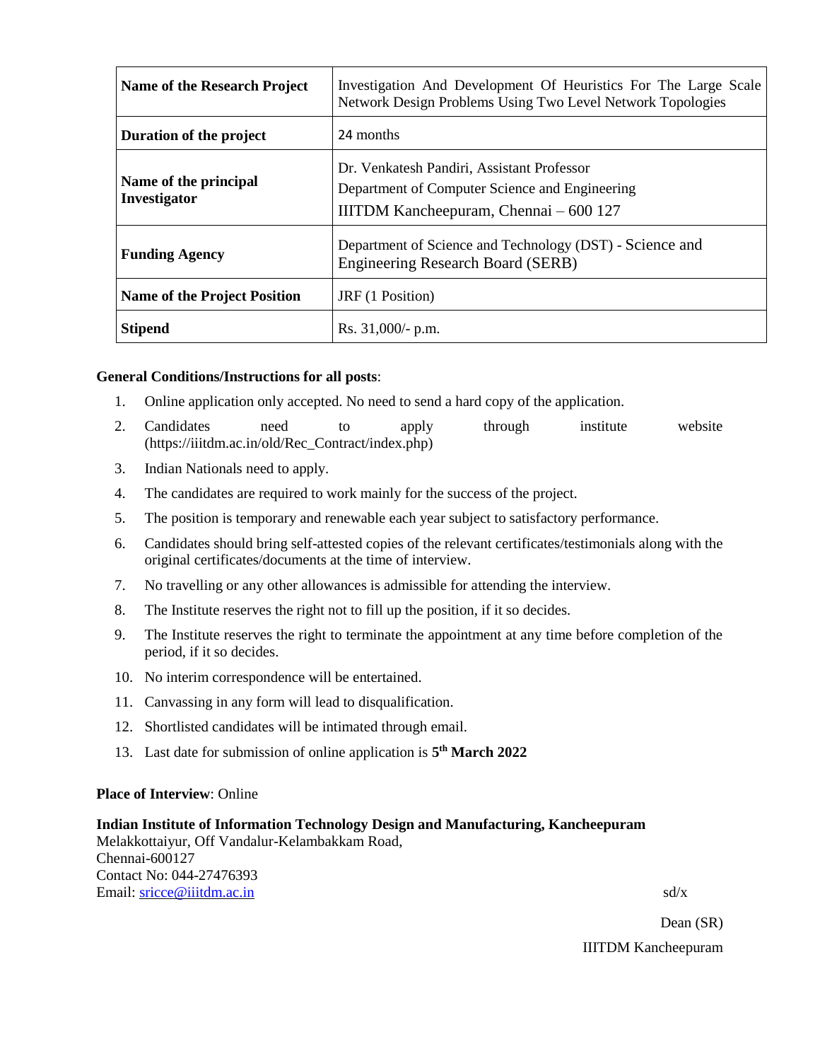| | |
|---|---|
| **Name of the Research Project** | Investigation And Development Of Heuristics For The Large Scale Network Design Problems Using Two Level Network Topologies |
| **Duration of the project** | 24 months |
| **Name of the principal Investigator** | Dr. Venkatesh Pandiri, Assistant Professor<br>Department of Computer Science and Engineering<br>IIITDM Kancheepuram, Chennai – 600 127 |
| **Funding Agency** | Department of Science and Technology (DST) - Science and Engineering Research Board (SERB) |
| **Name of the Project Position** | JRF (1 Position) |
| **Stipend** | Rs. 31,000/- p.m. |

**General Conditions/Instructions for all posts**:

1. Online application only accepted. No need to send a hard copy of the application.
2. Candidates need to apply through institute website (https://iiitdm.ac.in/old/Rec_Contract/index.php)
3. Indian Nationals need to apply.
4. The candidates are required to work mainly for the success of the project.
5. The position is temporary and renewable each year subject to satisfactory performance.
6. Candidates should bring self-attested copies of the relevant certificates/testimonials along with the original certificates/documents at the time of interview.
7. No travelling or any other allowances is admissible for attending the interview.
8. The Institute reserves the right not to fill up the position, if it so decides.
9. The Institute reserves the right to terminate the appointment at any time before completion of the period, if it so decides.
10. No interim correspondence will be entertained.
11. Canvassing in any form will lead to disqualification.
12. Shortlisted candidates will be intimated through email.
13. Last date for submission of online application is **5th March 2022**

**Place of Interview**: Online

**Indian Institute of Information Technology Design and Manufacturing, Kancheepuram**
Melakkottaiyur, Off Vandalur-Kelambakkam Road,
Chennai-600127
Contact No: 044-27476393
Email: sricce@iiitdm.ac.in

sd/x

Dean (SR)

IIITDM Kancheepuram